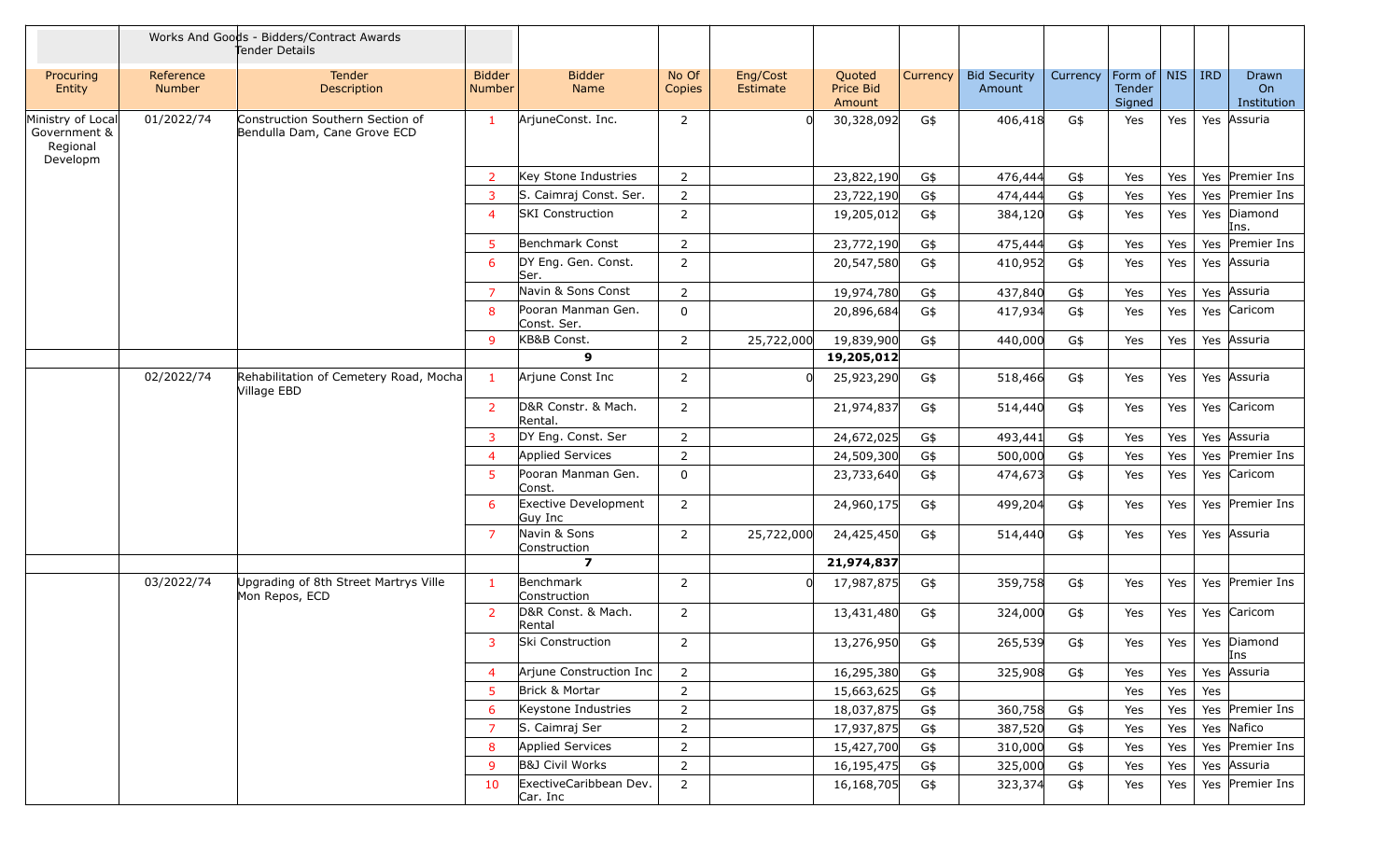| | Works And Goods - Bidders/Contract Awards Tender Details | | | | | | | | | | | | | |
|---|---|---|---|---|---|---|---|---|---|---|---|---|---|---|
| Procuring Entity | Reference Number | Tender Description | Bidder Number | Bidder Name | No Of Copies | Eng/Cost Estimate | Quoted Price Bid Amount | Currency | Bid Security Amount | Currency | Form of Tender Signed | NIS | IRD | Drawn On Institution |
| Ministry of Local Government & Regional Developm | 01/2022/74 | Construction Southern Section of Bendulla Dam, Cane Grove ECD | 1 | ArjuneConst. Inc. | 2 | 0 | 30,328,092 | G$ | 406,418 | G$ | Yes | Yes | Yes | Assuria |
| | | | 2 | Key Stone Industries | 2 | | 23,822,190 | G$ | 476,444 | G$ | Yes | Yes | Yes | Premier Ins |
| | | | 3 | S. Caimraj Const. Ser. | 2 | | 23,722,190 | G$ | 474,444 | G$ | Yes | Yes | Yes | Premier Ins |
| | | | 4 | SKI Construction | 2 | | 19,205,012 | G$ | 384,120 | G$ | Yes | Yes | Yes | Diamond Ins. |
| | | | 5 | Benchmark Const | 2 | | 23,772,190 | G$ | 475,444 | G$ | Yes | Yes | Yes | Premier Ins |
| | | | 6 | DY Eng. Gen. Const. Ser. | 2 | | 20,547,580 | G$ | 410,952 | G$ | Yes | Yes | Yes | Assuria |
| | | | 7 | Navin & Sons Const | 2 | | 19,974,780 | G$ | 437,840 | G$ | Yes | Yes | Yes | Assuria |
| | | | 8 | Pooran Manman Gen. Const. Ser. | 0 | | 20,896,684 | G$ | 417,934 | G$ | Yes | Yes | Yes | Caricom |
| | | | 9 | KB&B Const. | 2 | 25,722,000 | 19,839,900 | G$ | 440,000 | G$ | Yes | Yes | Yes | Assuria |
| | | | | **9** | | | **19,205,012** | | | | | | | |
| | 02/2022/74 | Rehabilitation of Cemetery Road, Mocha Village EBD | 1 | Arjune Const Inc | 2 | 0 | 25,923,290 | G$ | 518,466 | G$ | Yes | Yes | Yes | Assuria |
| | | | 2 | D&R Constr. & Mach. Rental. | 2 | | 21,974,837 | G$ | 514,440 | G$ | Yes | Yes | Yes | Caricom |
| | | | 3 | DY Eng. Const. Ser | 2 | | 24,672,025 | G$ | 493,441 | G$ | Yes | Yes | Yes | Assuria |
| | | | 4 | Applied Services | 2 | | 24,509,300 | G$ | 500,000 | G$ | Yes | Yes | Yes | Premier Ins |
| | | | 5 | Pooran Manman Gen. Const. | 0 | | 23,733,640 | G$ | 474,673 | G$ | Yes | Yes | Yes | Caricom |
| | | | 6 | Exective Development Guy Inc | 2 | | 24,960,175 | G$ | 499,204 | G$ | Yes | Yes | Yes | Premier Ins |
| | | | 7 | Navin & Sons Construction | 2 | 25,722,000 | 24,425,450 | G$ | 514,440 | G$ | Yes | Yes | Yes | Assuria |
| | | | | **7** | | | **21,974,837** | | | | | | | |
| | 03/2022/74 | Upgrading of 8th Street Martrys Ville Mon Repos, ECD | 1 | Benchmark Construction | 2 | 0 | 17,987,875 | G$ | 359,758 | G$ | Yes | Yes | Yes | Premier Ins |
| | | | 2 | D&R Const. & Mach. Rental | 2 | | 13,431,480 | G$ | 324,000 | G$ | Yes | Yes | Yes | Caricom |
| | | | 3 | Ski Construction | 2 | | 13,276,950 | G$ | 265,539 | G$ | Yes | Yes | Yes | Diamond Ins |
| | | | 4 | Arjune Construction Inc | 2 | | 16,295,380 | G$ | 325,908 | G$ | Yes | Yes | Yes | Assuria |
| | | | 5 | Brick & Mortar | 2 | | 15,663,625 | G$ | | | Yes | Yes | Yes | |
| | | | 6 | Keystone Industries | 2 | | 18,037,875 | G$ | 360,758 | G$ | Yes | Yes | Yes | Premier Ins |
| | | | 7 | S. Caimraj Ser | 2 | | 17,937,875 | G$ | 387,520 | G$ | Yes | Yes | Yes | Nafico |
| | | | 8 | Applied Services | 2 | | 15,427,700 | G$ | 310,000 | G$ | Yes | Yes | Yes | Premier Ins |
| | | | 9 | B&J Civil Works | 2 | | 16,195,475 | G$ | 325,000 | G$ | Yes | Yes | Yes | Assuria |
| | | | 10 | ExectiveCaribbean Dev. Car. Inc | 2 | | 16,168,705 | G$ | 323,374 | G$ | Yes | Yes | Yes | Premier Ins |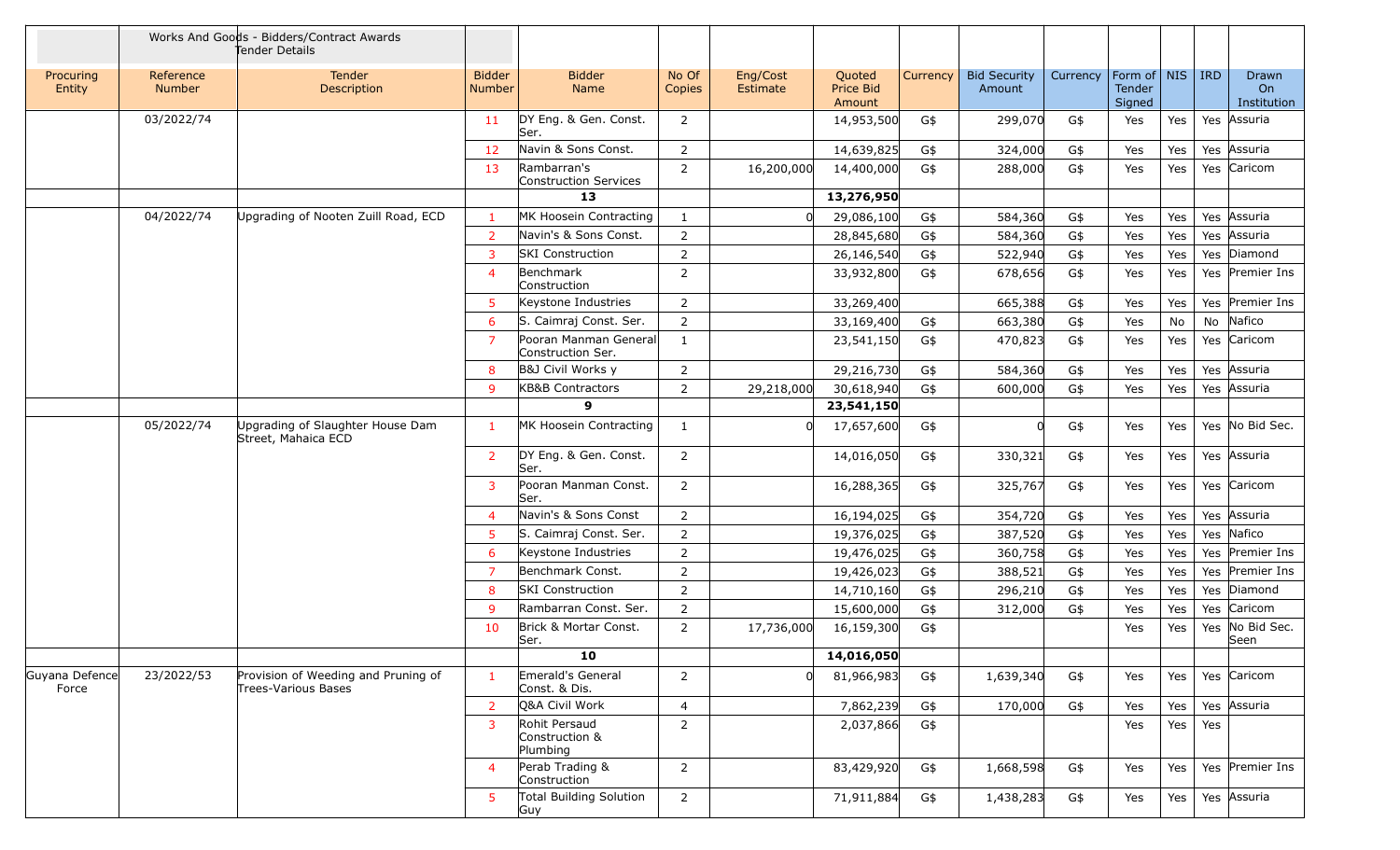| | Works And Goods - Bidders/Contract Awards Tender Details | | | | | | | | | | | | | | |
|---|---|---|---|---|---|---|---|---|---|---|---|---|---|---|---|
| Procuring Entity | Reference Number | Tender Description | Bidder Number | Bidder Name | No Of Copies | Eng/Cost Estimate | Quoted Price Bid Amount | Currency | Bid Security Amount | Currency | Form of Tender Signed | NIS | IRD | Drawn On Institution |
| | 03/2022/74 | | 11 | DY Eng. & Gen. Const. Ser. | 2 | | 14,953,500 | G$ | 299,070 | G$ | Yes | Yes | Yes | Assuria |
| | | | 12 | Navin & Sons Const. | 2 | | 14,639,825 | G$ | 324,000 | G$ | Yes | Yes | Yes | Assuria |
| | | | 13 | Rambarran's Construction Services | 2 | 16,200,000 | 14,400,000 | G$ | 288,000 | G$ | Yes | Yes | Yes | Caricom |
| | | | | **13** | | | **13,276,950** | | | | | | | |
| | 04/2022/74 | Upgrading of Nooten Zuill Road, ECD | 1 | MK Hoosein Contracting | 1 | 0 | 29,086,100 | G$ | 584,360 | G$ | Yes | Yes | Yes | Assuria |
| | | | 2 | Navin's & Sons Const. | 2 | | 28,845,680 | G$ | 584,360 | G$ | Yes | Yes | Yes | Assuria |
| | | | 3 | SKI Construction | 2 | | 26,146,540 | G$ | 522,940 | G$ | Yes | Yes | Yes | Diamond |
| | | | 4 | Benchmark Construction | 2 | | 33,932,800 | G$ | 678,656 | G$ | Yes | Yes | Yes | Premier Ins |
| | | | 5 | Keystone Industries | 2 | | 33,269,400 | | 665,388 | G$ | Yes | Yes | Yes | Premier Ins |
| | | | 6 | S. Caimraj Const. Ser. | 2 | | 33,169,400 | G$ | 663,380 | G$ | Yes | No | No | Nafico |
| | | | 7 | Pooran Manman General Construction Ser. | 1 | | 23,541,150 | G$ | 470,823 | G$ | Yes | Yes | Yes | Caricom |
| | | | 8 | B&J Civil Works y | 2 | | 29,216,730 | G$ | 584,360 | G$ | Yes | Yes | Yes | Assuria |
| | | | 9 | KB&B Contractors | 2 | 29,218,000 | 30,618,940 | G$ | 600,000 | G$ | Yes | Yes | Yes | Assuria |
| | | | | **9** | | | **23,541,150** | | | | | | | |
| | 05/2022/74 | Upgrading of Slaughter House Dam Street, Mahaica ECD | 1 | MK Hoosein Contracting | 1 | 0 | 17,657,600 | G$ | 0 | G$ | Yes | Yes | Yes | No Bid Sec. |
| | | | 2 | DY Eng. & Gen. Const. Ser. | 2 | | 14,016,050 | G$ | 330,321 | G$ | Yes | Yes | Yes | Assuria |
| | | | 3 | Pooran Manman Const. Ser. | 2 | | 16,288,365 | G$ | 325,767 | G$ | Yes | Yes | Yes | Caricom |
| | | | 4 | Navin's & Sons Const | 2 | | 16,194,025 | G$ | 354,720 | G$ | Yes | Yes | Yes | Assuria |
| | | | 5 | S. Caimraj Const. Ser. | 2 | | 19,376,025 | G$ | 387,520 | G$ | Yes | Yes | Yes | Nafico |
| | | | 6 | Keystone Industries | 2 | | 19,476,025 | G$ | 360,758 | G$ | Yes | Yes | Yes | Premier Ins |
| | | | 7 | Benchmark Const. | 2 | | 19,426,023 | G$ | 388,521 | G$ | Yes | Yes | Yes | Premier Ins |
| | | | 8 | SKI Construction | 2 | | 14,710,160 | G$ | 296,210 | G$ | Yes | Yes | Yes | Diamond |
| | | | 9 | Rambarran Const. Ser. | 2 | | 15,600,000 | G$ | 312,000 | G$ | Yes | Yes | Yes | Caricom |
| | | | 10 | Brick & Mortar Const. Ser. | 2 | 17,736,000 | 16,159,300 | G$ | | | Yes | Yes | Yes | No Bid Sec. Seen |
| | | | | **10** | | | **14,016,050** | | | | | | | |
| Guyana Defence Force | 23/2022/53 | Provision of Weeding and Pruning of Trees-Various Bases | 1 | Emerald's General Const. & Dis. | 2 | 0 | 81,966,983 | G$ | 1,639,340 | G$ | Yes | Yes | Yes | Caricom |
| | | | 2 | Q&A Civil Work | 4 | | 7,862,239 | G$ | 170,000 | G$ | Yes | Yes | Yes | Assuria |
| | | | 3 | Rohit Persaud Construction & Plumbing | 2 | | 2,037,866 | G$ | | | Yes | Yes | Yes | |
| | | | 4 | Perab Trading & Construction | 2 | | 83,429,920 | G$ | 1,668,598 | G$ | Yes | Yes | Yes | Premier Ins |
| | | | 5 | Total Building Solution Guy | 2 | | 71,911,884 | G$ | 1,438,283 | G$ | Yes | Yes | Yes | Assuria |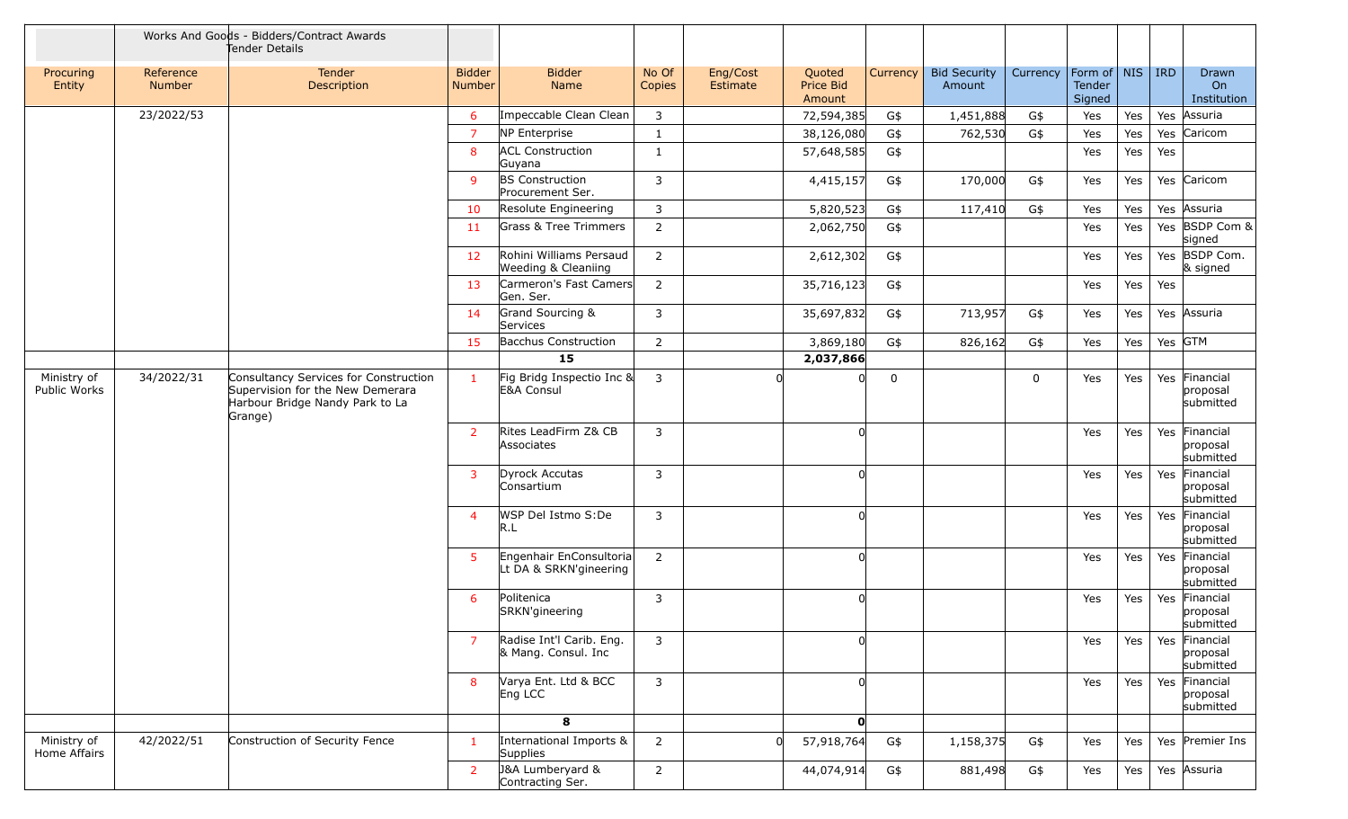| | Works And Goods - Bidders/Contract Awards Tender Details | | | | | | | | | | | | | | |
|---|---|---|---|---|---|---|---|---|---|---|---|---|---|---|---|
| Procuring Entity | Reference Number | Tender Description | Bidder Number | Bidder Name | No Of Copies | Eng/Cost Estimate | Quoted Price Bid Amount | Currency | Bid Security Amount | Currency | Form of Tender Signed | NIS | IRD | Drawn On Institution |
| | 23/2022/53 | | 6 | Impeccable Clean Clean | 3 | | 72,594,385 | G$ | 1,451,888 | G$ | Yes | Yes | Yes | Assuria |
| | | | 7 | NP Enterprise | 1 | | 38,126,080 | G$ | 762,530 | G$ | Yes | Yes | Yes | Caricom |
| | | | 8 | ACL Construction Guyana | 1 | | 57,648,585 | G$ | | | Yes | Yes | Yes | |
| | | | 9 | BS Construction Procurement Ser. | 3 | | 4,415,157 | G$ | 170,000 | G$ | Yes | Yes | Yes | Caricom |
| | | | 10 | Resolute Engineering | 3 | | 5,820,523 | G$ | 117,410 | G$ | Yes | Yes | Yes | Assuria |
| | | | 11 | Grass & Tree Trimmers | 2 | | 2,062,750 | G$ | | | Yes | Yes | Yes | BSDP Com & signed |
| | | | 12 | Rohini Williams Persaud Weeding & Cleaniing | 2 | | 2,612,302 | G$ | | | Yes | Yes | Yes | BSDP Com. & signed |
| | | | 13 | Carmeron's Fast Camers Gen. Ser. | 2 | | 35,716,123 | G$ | | | Yes | Yes | Yes | |
| | | | 14 | Grand Sourcing & Services | 3 | | 35,697,832 | G$ | 713,957 | G$ | Yes | Yes | Yes | Assuria |
| | | | 15 | Bacchus Construction | 2 | | 3,869,180 | G$ | 826,162 | G$ | Yes | Yes | Yes | GTM |
| | | | | **15** | | | **2,037,866** | | | | | | | |
| Ministry of Public Works | 34/2022/31 | Consultancy Services for Construction Supervision for the New Demerara Harbour Bridge Nandy Park to La Grange) | 1 | Fig Bridg Inspectio Inc & E&A Consul | 3 | 0 | 0 | 0 | | 0 | Yes | Yes | Yes | Financial proposal submitted |
| | | | 2 | Rites LeadFirm Z& CB Associates | 3 | | 0 | | | | Yes | Yes | Yes | Financial proposal submitted |
| | | | 3 | Dyrock Accutas Consartium | 3 | | 0 | | | | Yes | Yes | Yes | Financial proposal submitted |
| | | | 4 | WSP Del Istmo S:De R.L | 3 | | 0 | | | | Yes | Yes | Yes | Financial proposal submitted |
| | | | 5 | Engenhair EnConsultoria Lt DA & SRKN'gineering | 2 | | 0 | | | | Yes | Yes | Yes | Financial proposal submitted |
| | | | 6 | Politenica SRKN'gineering | 3 | | 0 | | | | Yes | Yes | Yes | Financial proposal submitted |
| | | | 7 | Radise Int'l Carib. Eng. & Mang. Consul. Inc | 3 | | 0 | | | | Yes | Yes | Yes | Financial proposal submitted |
| | | | 8 | Varya Ent. Ltd & BCC Eng LCC | 3 | | 0 | | | | Yes | Yes | Yes | Financial proposal submitted |
| | | | | **8** | | | **0** | | | | | | | |
| Ministry of Home Affairs | 42/2022/51 | Construction of Security Fence | 1 | International Imports & Supplies | 2 | 0 | 57,918,764 | G$ | 1,158,375 | G$ | Yes | Yes | Yes | Premier Ins |
| | | | 2 | J&A Lumberyard & Contracting Ser. | 2 | | 44,074,914 | G$ | 881,498 | G$ | Yes | Yes | Yes | Assuria |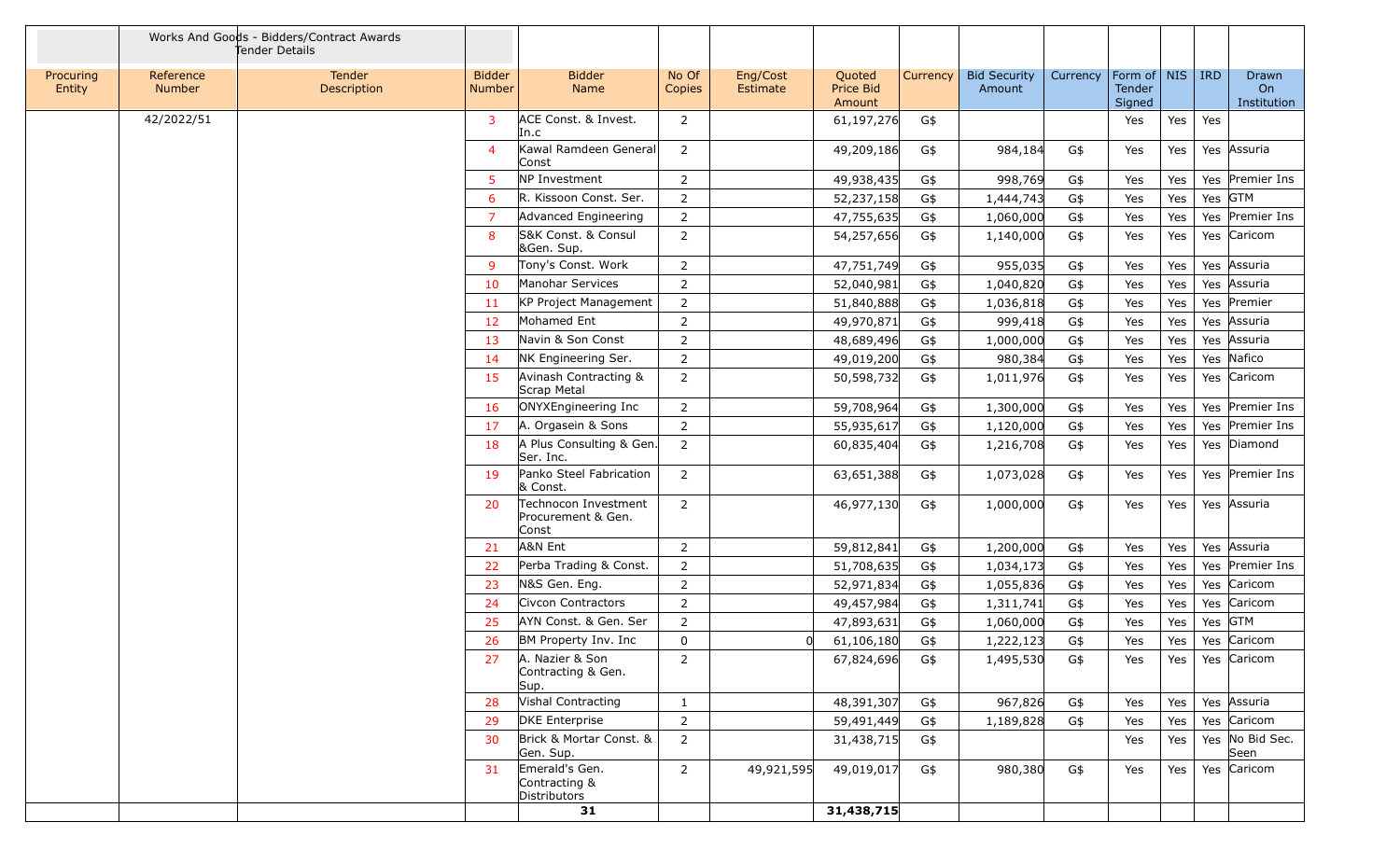| | Works And Goods - Bidders/Contract Awards Tender Details | | | | | | | | | | | | | | |
|---|---|---|---|---|---|---|---|---|---|---|---|---|---|---|---|
| Procuring Entity | Reference Number | Tender Description | Bidder Number | Bidder Name | No Of Copies | Eng/Cost Estimate | Quoted Price Bid Amount | Currency | Bid Security Amount | Currency | Form of Tender Signed | NIS | IRD | Drawn On Institution |
| | 42/2022/51 | | 3 | ACE Const. & Invest. In.c | 2 | | 61,197,276 | G$ | | | Yes | Yes | Yes | |
| | | | 4 | Kawal Ramdeen General Const | 2 | | 49,209,186 | G$ | 984,184 | G$ | Yes | Yes | Yes | Assuria |
| | | | 5 | NP Investment | 2 | | 49,938,435 | G$ | 998,769 | G$ | Yes | Yes | Yes | Premier Ins |
| | | | 6 | R. Kissoon Const. Ser. | 2 | | 52,237,158 | G$ | 1,444,743 | G$ | Yes | Yes | Yes | GTM |
| | | | 7 | Advanced Engineering | 2 | | 47,755,635 | G$ | 1,060,000 | G$ | Yes | Yes | Yes | Premier Ins |
| | | | 8 | S&K Const. & Consul &Gen. Sup. | 2 | | 54,257,656 | G$ | 1,140,000 | G$ | Yes | Yes | Yes | Caricom |
| | | | 9 | Tony's Const. Work | 2 | | 47,751,749 | G$ | 955,035 | G$ | Yes | Yes | Yes | Assuria |
| | | | 10 | Manohar Services | 2 | | 52,040,981 | G$ | 1,040,820 | G$ | Yes | Yes | Yes | Assuria |
| | | | 11 | KP Project Management | 2 | | 51,840,888 | G$ | 1,036,818 | G$ | Yes | Yes | Yes | Premier |
| | | | 12 | Mohamed Ent | 2 | | 49,970,871 | G$ | 999,418 | G$ | Yes | Yes | Yes | Assuria |
| | | | 13 | Navin & Son Const | 2 | | 48,689,496 | G$ | 1,000,000 | G$ | Yes | Yes | Yes | Assuria |
| | | | 14 | NK Engineering Ser. | 2 | | 49,019,200 | G$ | 980,384 | G$ | Yes | Yes | Yes | Nafico |
| | | | 15 | Avinash Contracting & Scrap Metal | 2 | | 50,598,732 | G$ | 1,011,976 | G$ | Yes | Yes | Yes | Caricom |
| | | | 16 | ONYXEngineering Inc | 2 | | 59,708,964 | G$ | 1,300,000 | G$ | Yes | Yes | Yes | Premier Ins |
| | | | 17 | A. Orgasein & Sons | 2 | | 55,935,617 | G$ | 1,120,000 | G$ | Yes | Yes | Yes | Premier Ins |
| | | | 18 | A Plus Consulting & Gen. Ser. Inc. | 2 | | 60,835,404 | G$ | 1,216,708 | G$ | Yes | Yes | Yes | Diamond |
| | | | 19 | Panko Steel Fabrication & Const. | 2 | | 63,651,388 | G$ | 1,073,028 | G$ | Yes | Yes | Yes | Premier Ins |
| | | | 20 | Technocon Investment Procurement & Gen. Const | 2 | | 46,977,130 | G$ | 1,000,000 | G$ | Yes | Yes | Yes | Assuria |
| | | | 21 | A&N Ent | 2 | | 59,812,841 | G$ | 1,200,000 | G$ | Yes | Yes | Yes | Assuria |
| | | | 22 | Perba Trading & Const. | 2 | | 51,708,635 | G$ | 1,034,173 | G$ | Yes | Yes | Yes | Premier Ins |
| | | | 23 | N&S Gen. Eng. | 2 | | 52,971,834 | G$ | 1,055,836 | G$ | Yes | Yes | Yes | Caricom |
| | | | 24 | Civcon Contractors | 2 | | 49,457,984 | G$ | 1,311,741 | G$ | Yes | Yes | Yes | Caricom |
| | | | 25 | AYN Const. & Gen. Ser | 2 | | 47,893,631 | G$ | 1,060,000 | G$ | Yes | Yes | Yes | GTM |
| | | | 26 | BM Property Inv. Inc | 0 | 0 | 61,106,180 | G$ | 1,222,123 | G$ | Yes | Yes | Yes | Caricom |
| | | | 27 | A. Nazier & Son Contracting & Gen. Sup. | 2 | | 67,824,696 | G$ | 1,495,530 | G$ | Yes | Yes | Yes | Caricom |
| | | | 28 | Vishal Contracting | 1 | | 48,391,307 | G$ | 967,826 | G$ | Yes | Yes | Yes | Assuria |
| | | | 29 | DKE Enterprise | 2 | | 59,491,449 | G$ | 1,189,828 | G$ | Yes | Yes | Yes | Caricom |
| | | | 30 | Brick & Mortar Const. & Gen. Sup. | 2 | | 31,438,715 | G$ | | | Yes | Yes | Yes | No Bid Sec. Seen |
| | | | 31 | Emerald's Gen. Contracting & Distributors | 2 | 49,921,595 | 49,019,017 | G$ | 980,380 | G$ | Yes | Yes | Yes | Caricom |
| | | | | **31** | | | **31,438,715** | | | | | | | |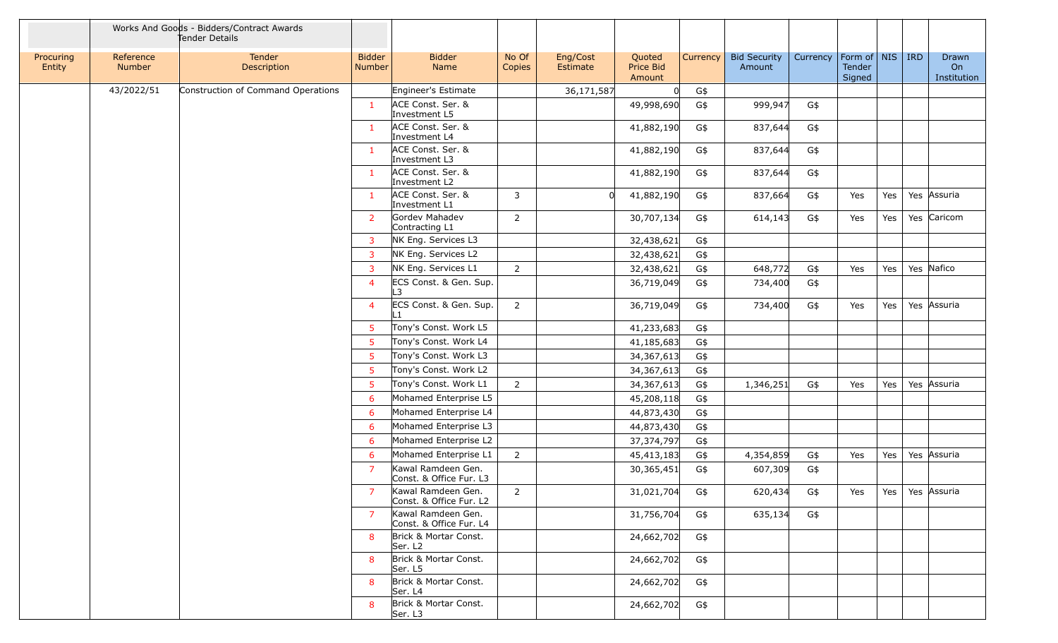| | Works And Goods - Bidders/Contract Awards Tender Details | | | | | | | | | | | | | | |
|---|---|---|---|---|---|---|---|---|---|---|---|---|---|---|---|
| Procuring Entity | Reference Number | Tender Description | Bidder Number | Bidder Name | No Of Copies | Eng/Cost Estimate | Quoted Price Bid Amount | Currency | Bid Security Amount | Currency | Form of Tender Signed | NIS | IRD | Drawn On Institution |
| | 43/2022/51 | Construction of Command Operations | | Engineer's Estimate | | 36,171,587 | 0 | G$ | | | | | | |
| | | | 1 | ACE Const. Ser. & Investment L5 | | | 49,998,690 | G$ | 999,947 | G$ | | | | |
| | | | 1 | ACE Const. Ser. & Investment L4 | | | 41,882,190 | G$ | 837,644 | G$ | | | | |
| | | | 1 | ACE Const. Ser. & Investment L3 | | | 41,882,190 | G$ | 837,644 | G$ | | | | |
| | | | 1 | ACE Const. Ser. & Investment L2 | | | 41,882,190 | G$ | 837,644 | G$ | | | | |
| | | | 1 | ACE Const. Ser. & Investment L1 | 3 | 0 | 41,882,190 | G$ | 837,664 | G$ | Yes | Yes | Yes | Assuria |
| | | | 2 | Gordev Mahadev Contracting L1 | 2 | | 30,707,134 | G$ | 614,143 | G$ | Yes | Yes | Yes | Caricom |
| | | | 3 | NK Eng. Services L3 | | | 32,438,621 | G$ | | | | | | |
| | | | 3 | NK Eng. Services L2 | | | 32,438,621 | G$ | | | | | | |
| | | | 3 | NK Eng. Services L1 | 2 | | 32,438,621 | G$ | 648,772 | G$ | Yes | Yes | Yes | Nafico |
| | | | 4 | ECS Const. & Gen. Sup. L3 | | | 36,719,049 | G$ | 734,400 | G$ | | | | |
| | | | 4 | ECS Const. & Gen. Sup. L1 | 2 | | 36,719,049 | G$ | 734,400 | G$ | Yes | Yes | Yes | Assuria |
| | | | 5 | Tony's Const. Work L5 | | | 41,233,683 | G$ | | | | | | |
| | | | 5 | Tony's Const. Work L4 | | | 41,185,683 | G$ | | | | | | |
| | | | 5 | Tony's Const. Work L3 | | | 34,367,613 | G$ | | | | | | |
| | | | 5 | Tony's Const. Work L2 | | | 34,367,613 | G$ | | | | | | |
| | | | 5 | Tony's Const. Work L1 | 2 | | 34,367,613 | G$ | 1,346,251 | G$ | Yes | Yes | Yes | Assuria |
| | | | 6 | Mohamed Enterprise L5 | | | 45,208,118 | G$ | | | | | | |
| | | | 6 | Mohamed Enterprise L4 | | | 44,873,430 | G$ | | | | | | |
| | | | 6 | Mohamed Enterprise L3 | | | 44,873,430 | G$ | | | | | | |
| | | | 6 | Mohamed Enterprise L2 | | | 37,374,797 | G$ | | | | | | |
| | | | 6 | Mohamed Enterprise L1 | 2 | | 45,413,183 | G$ | 4,354,859 | G$ | Yes | Yes | Yes | Assuria |
| | | | 7 | Kawal Ramdeen Gen. Const. & Office Fur. L3 | | | 30,365,451 | G$ | 607,309 | G$ | | | | |
| | | | 7 | Kawal Ramdeen Gen. Const. & Office Fur. L2 | 2 | | 31,021,704 | G$ | 620,434 | G$ | Yes | Yes | Yes | Assuria |
| | | | 7 | Kawal Ramdeen Gen. Const. & Office Fur. L4 | | | 31,756,704 | G$ | 635,134 | G$ | | | | |
| | | | 8 | Brick & Mortar Const. Ser. L2 | | | 24,662,702 | G$ | | | | | | |
| | | | 8 | Brick & Mortar Const. Ser. L5 | | | 24,662,702 | G$ | | | | | | |
| | | | 8 | Brick & Mortar Const. Ser. L4 | | | 24,662,702 | G$ | | | | | | |
| | | | 8 | Brick & Mortar Const. Ser. L3 | | | 24,662,702 | G$ | | | | | | |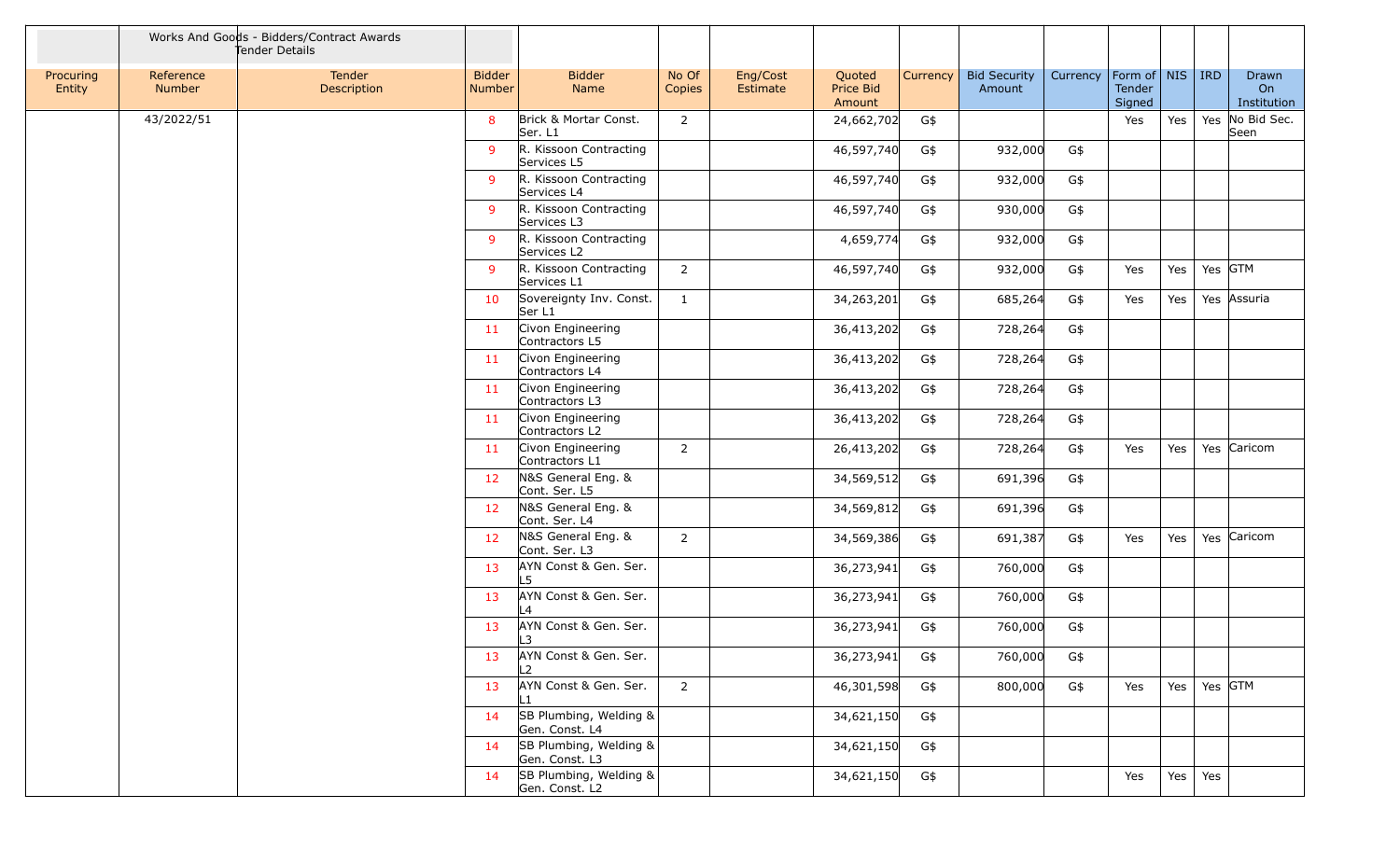| | Works And Goods - Bidders/Contract Awards Tender Details | | | | | | | | | | | | | | |
|---|---|---|---|---|---|---|---|---|---|---|---|---|---|---|---|
| Procuring Entity | Reference Number | Tender Description | Bidder Number | Bidder Name | No Of Copies | Eng/Cost Estimate | Quoted Price Bid Amount | Currency | Bid Security Amount | Currency | Form of Tender Signed | NIS | IRD | Drawn On Institution |
| | 43/2022/51 | | 8 | Brick & Mortar Const. Ser. L1 | 2 | | 24,662,702 | G$ | | | Yes | Yes | Yes | No Bid Sec. Seen |
| | | | 9 | R. Kissoon Contracting Services L5 | | | 46,597,740 | G$ | 932,000 | G$ | | | | |
| | | | 9 | R. Kissoon Contracting Services L4 | | | 46,597,740 | G$ | 932,000 | G$ | | | | |
| | | | 9 | R. Kissoon Contracting Services L3 | | | 46,597,740 | G$ | 930,000 | G$ | | | | |
| | | | 9 | R. Kissoon Contracting Services L2 | | | 4,659,774 | G$ | 932,000 | G$ | | | | |
| | | | 9 | R. Kissoon Contracting Services L1 | 2 | | 46,597,740 | G$ | 932,000 | G$ | Yes | Yes | Yes | GTM |
| | | | 10 | Sovereignty Inv. Const. Ser L1 | 1 | | 34,263,201 | G$ | 685,264 | G$ | Yes | Yes | Yes | Assuria |
| | | | 11 | Civon Engineering Contractors L5 | | | 36,413,202 | G$ | 728,264 | G$ | | | | |
| | | | 11 | Civon Engineering Contractors L4 | | | 36,413,202 | G$ | 728,264 | G$ | | | | |
| | | | 11 | Civon Engineering Contractors L3 | | | 36,413,202 | G$ | 728,264 | G$ | | | | |
| | | | 11 | Civon Engineering Contractors L2 | | | 36,413,202 | G$ | 728,264 | G$ | | | | |
| | | | 11 | Civon Engineering Contractors L1 | 2 | | 26,413,202 | G$ | 728,264 | G$ | Yes | Yes | Yes | Caricom |
| | | | 12 | N&S General Eng. & Cont. Ser. L5 | | | 34,569,512 | G$ | 691,396 | G$ | | | | |
| | | | 12 | N&S General Eng. & Cont. Ser. L4 | | | 34,569,812 | G$ | 691,396 | G$ | | | | |
| | | | 12 | N&S General Eng. & Cont. Ser. L3 | 2 | | 34,569,386 | G$ | 691,387 | G$ | Yes | Yes | Yes | Caricom |
| | | | 13 | AYN Const & Gen. Ser. L5 | | | 36,273,941 | G$ | 760,000 | G$ | | | | |
| | | | 13 | AYN Const & Gen. Ser. L4 | | | 36,273,941 | G$ | 760,000 | G$ | | | | |
| | | | 13 | AYN Const & Gen. Ser. L3 | | | 36,273,941 | G$ | 760,000 | G$ | | | | |
| | | | 13 | AYN Const & Gen. Ser. L2 | | | 36,273,941 | G$ | 760,000 | G$ | | | | |
| | | | 13 | AYN Const & Gen. Ser. L1 | 2 | | 46,301,598 | G$ | 800,000 | G$ | Yes | Yes | Yes | GTM |
| | | | 14 | SB Plumbing, Welding & Gen. Const. L4 | | | 34,621,150 | G$ | | | | | | |
| | | | 14 | SB Plumbing, Welding & Gen. Const. L3 | | | 34,621,150 | G$ | | | | | | |
| | | | 14 | SB Plumbing, Welding & Gen. Const. L2 | | | 34,621,150 | G$ | | | Yes | Yes | Yes | |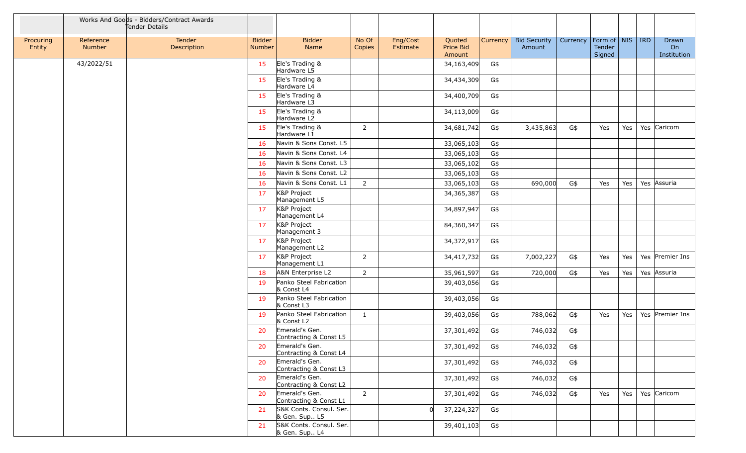| | Works And Goods - Bidders/Contract Awards Tender Details | | | | | | | | | | | | | | |
|---|---|---|---|---|---|---|---|---|---|---|---|---|---|---|---|
| Procuring Entity | Reference Number | Tender Description | Bidder Number | Bidder Name | No Of Copies | Eng/Cost Estimate | Quoted Price Bid Amount | Currency | Bid Security Amount | Currency | Form of Tender Signed | NIS | IRD | Drawn On Institution |
| | 43/2022/51 | | 15 | Ele's Trading & Hardware L5 | | | 34,163,409 | G$ | | | | | | |
| | | | 15 | Ele's Trading & Hardware L4 | | | 34,434,309 | G$ | | | | | | |
| | | | 15 | Ele's Trading & Hardware L3 | | | 34,400,709 | G$ | | | | | | |
| | | | 15 | Ele's Trading & Hardware L2 | | | 34,113,009 | G$ | | | | | | |
| | | | 15 | Ele's Trading & Hardware L1 | 2 | | 34,681,742 | G$ | 3,435,863 | G$ | Yes | Yes | Yes | Caricom |
| | | | 16 | Navin & Sons Const. L5 | | | 33,065,103 | G$ | | | | | | |
| | | | 16 | Navin & Sons Const. L4 | | | 33,065,103 | G$ | | | | | | |
| | | | 16 | Navin & Sons Const. L3 | | | 33,065,102 | G$ | | | | | | |
| | | | 16 | Navin & Sons Const. L2 | | | 33,065,103 | G$ | | | | | | |
| | | | 16 | Navin & Sons Const. L1 | 2 | | 33,065,103 | G$ | 690,000 | G$ | Yes | Yes | Yes | Assuria |
| | | | 17 | K&P Project Management L5 | | | 34,365,387 | G$ | | | | | | |
| | | | 17 | K&P Project Management L4 | | | 34,897,947 | G$ | | | | | | |
| | | | 17 | K&P Project Management 3 | | | 84,360,347 | G$ | | | | | | |
| | | | 17 | K&P Project Management L2 | | | 34,372,917 | G$ | | | | | | |
| | | | 17 | K&P Project Management L1 | 2 | | 34,417,732 | G$ | 7,002,227 | G$ | Yes | Yes | Yes | Premier Ins |
| | | | 18 | A&N Enterprise L2 | 2 | | 35,961,597 | G$ | 720,000 | G$ | Yes | Yes | Yes | Assuria |
| | | | 19 | Panko Steel Fabrication & Const L4 | | | 39,403,056 | G$ | | | | | | |
| | | | 19 | Panko Steel Fabrication & Const L3 | | | 39,403,056 | G$ | | | | | | |
| | | | 19 | Panko Steel Fabrication & Const L2 | 1 | | 39,403,056 | G$ | 788,062 | G$ | Yes | Yes | Yes | Premier Ins |
| | | | 20 | Emerald's Gen. Contracting & Const L5 | | | 37,301,492 | G$ | 746,032 | G$ | | | | |
| | | | 20 | Emerald's Gen. Contracting & Const L4 | | | 37,301,492 | G$ | 746,032 | G$ | | | | |
| | | | 20 | Emerald's Gen. Contracting & Const L3 | | | 37,301,492 | G$ | 746,032 | G$ | | | | |
| | | | 20 | Emerald's Gen. Contracting & Const L2 | | | 37,301,492 | G$ | 746,032 | G$ | | | | |
| | | | 20 | Emerald's Gen. Contracting & Const L1 | 2 | | 37,301,492 | G$ | 746,032 | G$ | Yes | Yes | Yes | Caricom |
| | | | 21 | S&K Conts. Consul. Ser. & Gen. Sup.. L5 | | 0 | 37,224,327 | G$ | | | | | | |
| | | | 21 | S&K Conts. Consul. Ser. & Gen. Sup.. L4 | | | 39,401,103 | G$ | | | | | | |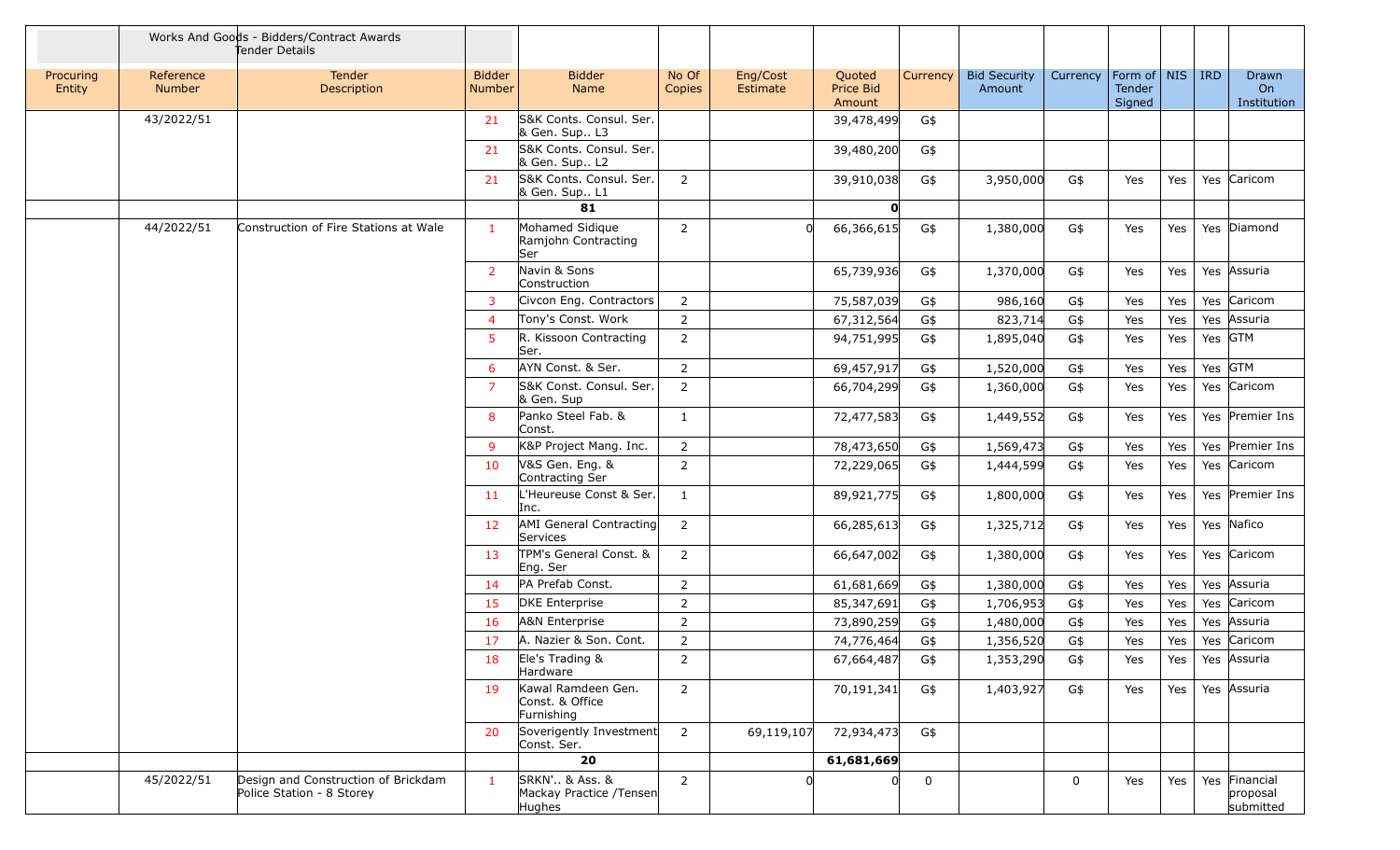| | Works And Goods - Bidders/Contract Awards Tender Details | | | | | | | | | | | | | | |
|---|---|---|---|---|---|---|---|---|---|---|---|---|---|---|---|
| Procuring Entity | Reference Number | Tender Description | Bidder Number | Bidder Name | No Of Copies | Eng/Cost Estimate | Quoted Price Bid Amount | Currency | Bid Security Amount | Currency | Form of Tender Signed | NIS | IRD | Drawn On Institution |
| | 43/2022/51 | | 21 | S&K Conts. Consul. Ser. & Gen. Sup.. L3 | | | 39,478,499 | G$ | | | | | | |
| | | | 21 | S&K Conts. Consul. Ser. & Gen. Sup.. L2 | | | 39,480,200 | G$ | | | | | | |
| | | | 21 | S&K Conts. Consul. Ser. & Gen. Sup.. L1 | 2 | | 39,910,038 | G$ | 3,950,000 | G$ | Yes | Yes | Yes | Caricom |
| | | | | 81 | | | 0 | | | | | | | |
| | 44/2022/51 | Construction of Fire Stations at Wale | 1 | Mohamed Sidique Ramjohn Contracting Ser | 2 | 0 | 66,366,615 | G$ | 1,380,000 | G$ | Yes | Yes | Yes | Diamond |
| | | | 2 | Navin & Sons Construction | | | 65,739,936 | G$ | 1,370,000 | G$ | Yes | Yes | Yes | Assuria |
| | | | 3 | Civcon Eng. Contractors | 2 | | 75,587,039 | G$ | 986,160 | G$ | Yes | Yes | Yes | Caricom |
| | | | 4 | Tony's Const. Work | 2 | | 67,312,564 | G$ | 823,714 | G$ | Yes | Yes | Yes | Assuria |
| | | | 5 | R. Kissoon Contracting Ser. | 2 | | 94,751,995 | G$ | 1,895,040 | G$ | Yes | Yes | Yes | GTM |
| | | | 6 | AYN Const. & Ser. | 2 | | 69,457,917 | G$ | 1,520,000 | G$ | Yes | Yes | Yes | GTM |
| | | | 7 | S&K Const. Consul. Ser. & Gen. Sup | 2 | | 66,704,299 | G$ | 1,360,000 | G$ | Yes | Yes | Yes | Caricom |
| | | | 8 | Panko Steel Fab. & Const. | 1 | | 72,477,583 | G$ | 1,449,552 | G$ | Yes | Yes | Yes | Premier Ins |
| | | | 9 | K&P Project Mang. Inc. | 2 | | 78,473,650 | G$ | 1,569,473 | G$ | Yes | Yes | Yes | Premier Ins |
| | | | 10 | V&S Gen. Eng. & Contracting Ser | 2 | | 72,229,065 | G$ | 1,444,599 | G$ | Yes | Yes | Yes | Caricom |
| | | | 11 | L'Heureuse Const & Ser. Inc. | 1 | | 89,921,775 | G$ | 1,800,000 | G$ | Yes | Yes | Yes | Premier Ins |
| | | | 12 | AMI General Contracting Services | 2 | | 66,285,613 | G$ | 1,325,712 | G$ | Yes | Yes | Yes | Nafico |
| | | | 13 | TPM's General Const. & Eng. Ser | 2 | | 66,647,002 | G$ | 1,380,000 | G$ | Yes | Yes | Yes | Caricom |
| | | | 14 | PA Prefab Const. | 2 | | 61,681,669 | G$ | 1,380,000 | G$ | Yes | Yes | Yes | Assuria |
| | | | 15 | DKE Enterprise | 2 | | 85,347,691 | G$ | 1,706,953 | G$ | Yes | Yes | Yes | Caricom |
| | | | 16 | A&N Enterprise | 2 | | 73,890,259 | G$ | 1,480,000 | G$ | Yes | Yes | Yes | Assuria |
| | | | 17 | A. Nazier & Son. Cont. | 2 | | 74,776,464 | G$ | 1,356,520 | G$ | Yes | Yes | Yes | Caricom |
| | | | 18 | Ele's Trading & Hardware | 2 | | 67,664,487 | G$ | 1,353,290 | G$ | Yes | Yes | Yes | Assuria |
| | | | 19 | Kawal Ramdeen Gen. Const. & Office Furnishing | 2 | | 70,191,341 | G$ | 1,403,927 | G$ | Yes | Yes | Yes | Assuria |
| | | | 20 | Soverigently Investment Const. Ser. | 2 | 69,119,107 | 72,934,473 | G$ | | | | | | |
| | | | | 20 | | | 61,681,669 | | | | | | | |
| | 45/2022/51 | Design and Construction of Brickdam Police Station - 8 Storey | 1 | SRKN'.. & Ass. & Mackay Practice /Tensen Hughes | 2 | 0 | 0 | 0 | | 0 | Yes | Yes | Yes | Financial proposal submitted |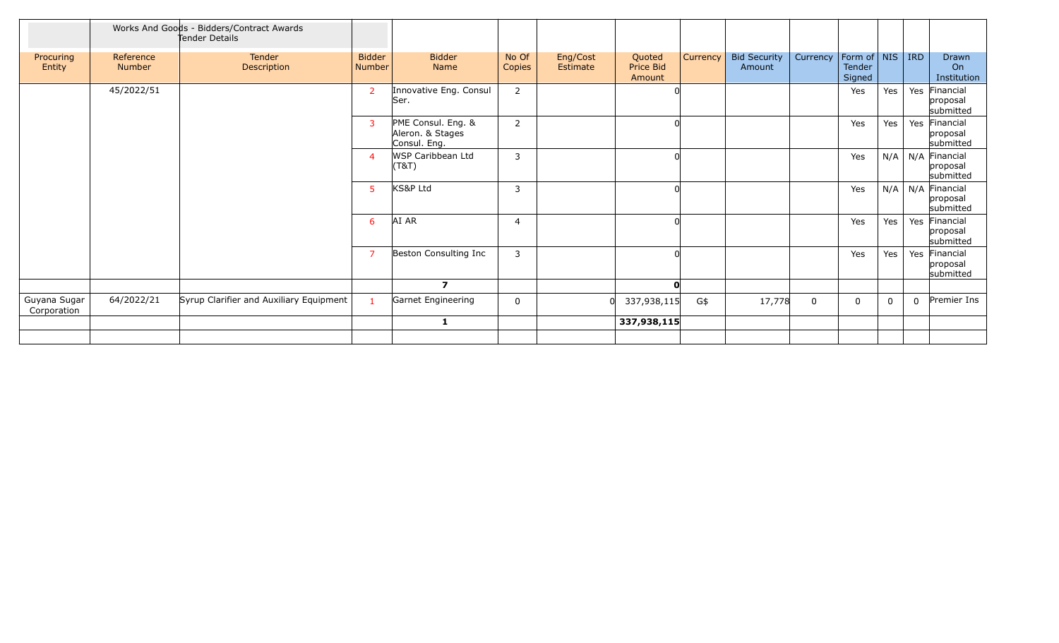| | Works And Goods - Bidders/Contract Awards Tender Details | | | | | | | | | | | | | | |
|---|---|---|---|---|---|---|---|---|---|---|---|---|---|---|---|
| Procuring Entity | Reference Number | Tender Description | Bidder Number | Bidder Name | No Of Copies | Eng/Cost Estimate | Quoted Price Bid Amount | Currency | Bid Security Amount | Currency | Form of Tender Signed | NIS | IRD | Drawn On Institution |
| | 45/2022/51 | | 2 | Innovative Eng. Consul Ser. | 2 | | 0 | | | | Yes | Yes | Yes | Financial proposal submitted |
| | | | 3 | PME Consul. Eng. & Aleron. & Stages Consul. Eng. | 2 | | 0 | | | | Yes | Yes | Yes | Financial proposal submitted |
| | | | 4 | WSP Caribbean Ltd (T&T) | 3 | | 0 | | | | Yes | N/A | N/A | Financial proposal submitted |
| | | | 5 | KS&P Ltd | 3 | | 0 | | | | Yes | N/A | N/A | Financial proposal submitted |
| | | | 6 | AI AR | 4 | | 0 | | | | Yes | Yes | Yes | Financial proposal submitted |
| | | | 7 | Beston Consulting Inc | 3 | | 0 | | | | Yes | Yes | Yes | Financial proposal submitted |
| | | | | **7** | | | **0** | | | | | | | |
| Guyana Sugar Corporation | 64/2022/21 | Syrup Clarifier and Auxiliary Equipment | 1 | Garnet Engineering | 0 | 0 | 337,938,115 | G$ | 17,778 | 0 | 0 | 0 | 0 | Premier Ins |
| | | | | **1** | | | **337,938,115** | | | | | | | |
| | | | | | | | | | | | | | | |